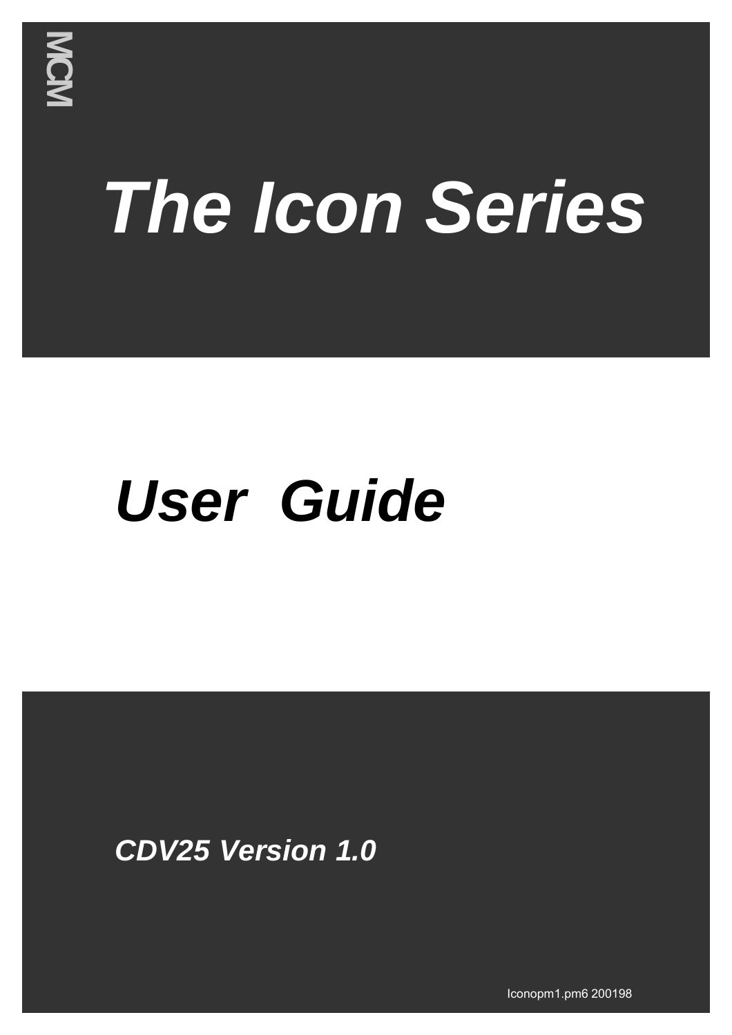MCM

# *The Icon Series*

# *User Guide*

***CDV25 Version 1.0***

Iconopm1.pm6 200198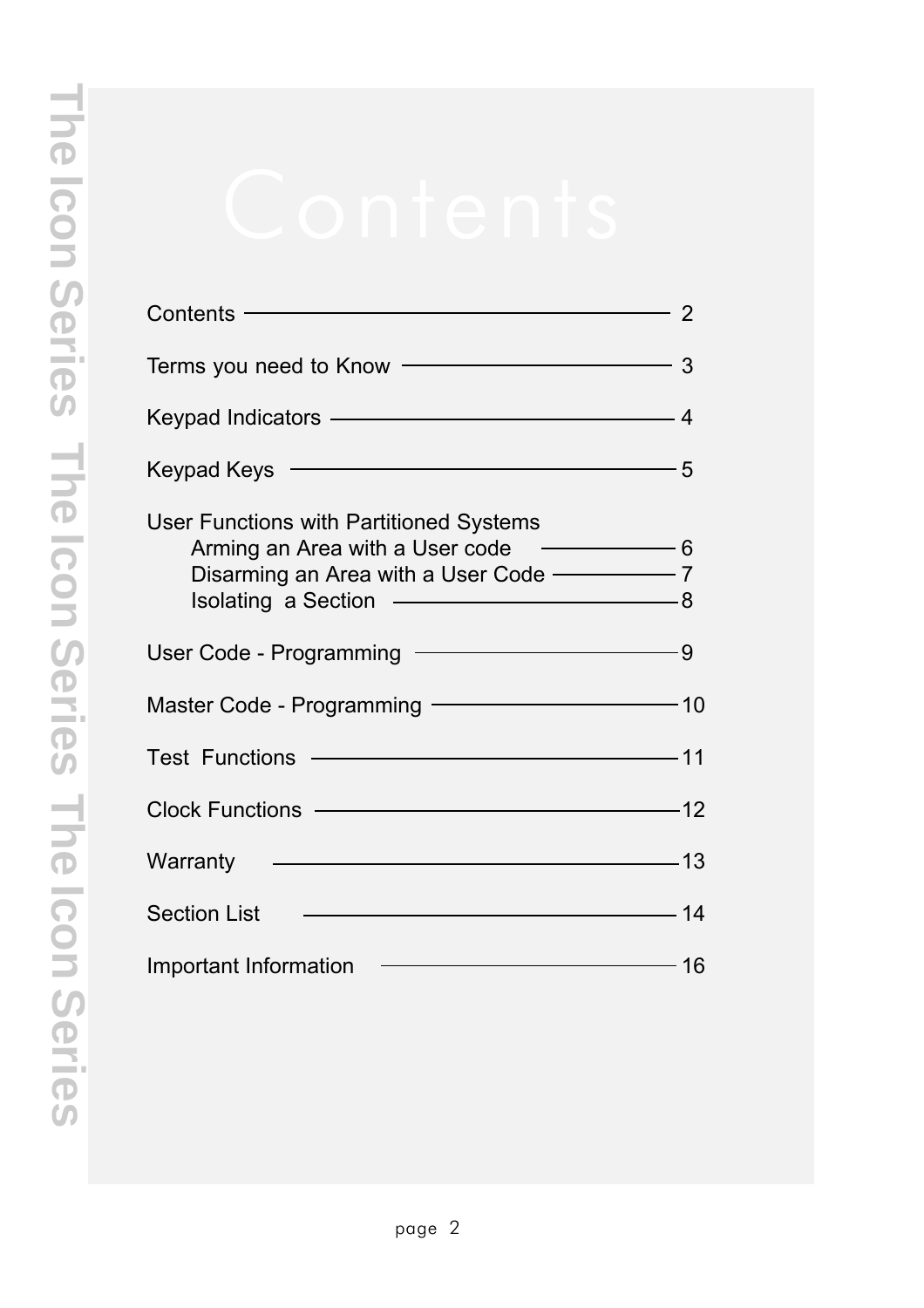# Contents

| | |
|---|---|
| Contents | 2 |
| Terms you need to Know | 3 |
| Keypad Indicators | 4 |
| Keypad Keys | 5 |
| User Functions with Partitioned Systems | |
| Arming an Area with a User code | 6 |
| Disarming an Area with a User Code | 7 |
| Isolating a Section | 8 |
| User Code - Programming | 9 |
| Master Code - Programming | 10 |
| Test Functions | 11 |
| Clock Functions | 12 |
| Warranty | 13 |
| Section List | 14 |
| Important Information | 16 |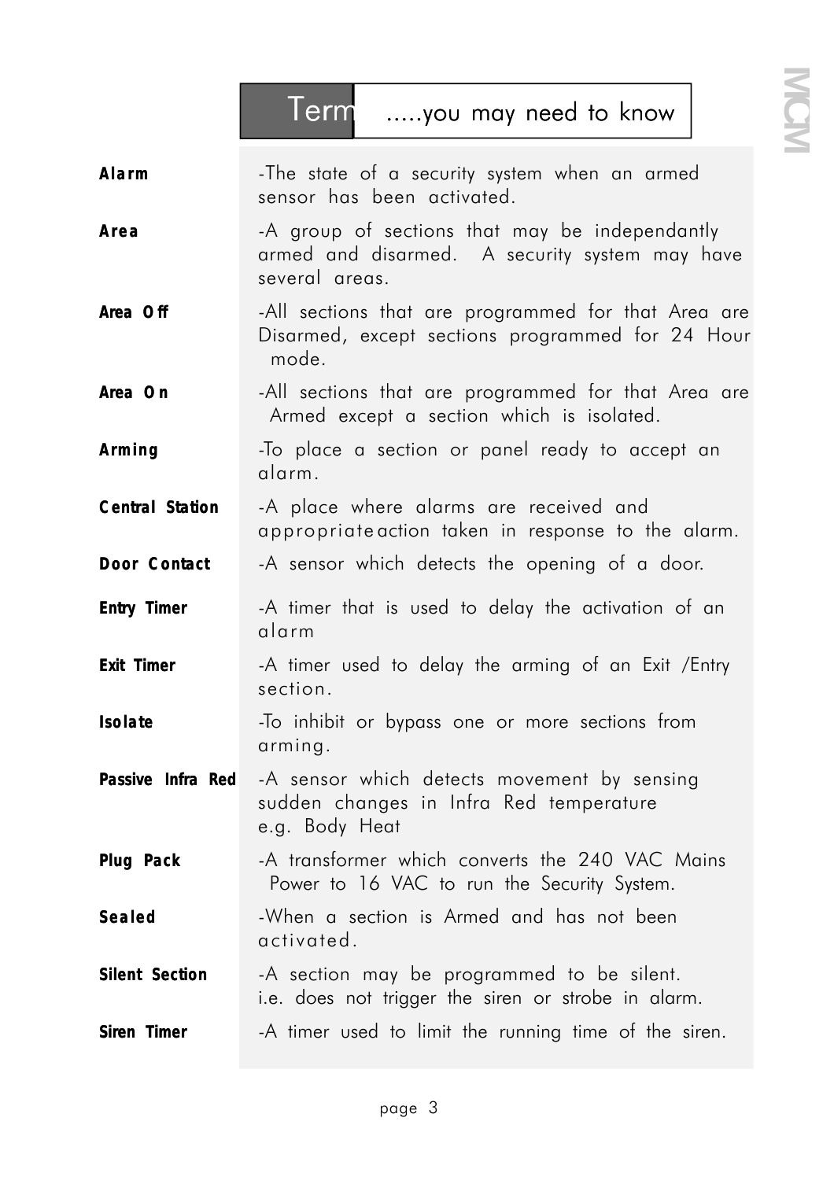# Term .....you may need to know

| | |
|---|---|
| **Alarm** | -The state of a security system when an armed sensor has been activated. |
| **Area** | -A group of sections that may be independantly armed and disarmed. A security system may have several areas. |
| **Area Off** | -All sections that are programmed for that Area are Disarmed, except sections programmed for 24 Hour mode. |
| **Area On** | -All sections that are programmed for that Area are Armed except a section which is isolated. |
| **Arming** | -To place a section or panel ready to accept an alarm. |
| **Central Station** | -A place where alarms are received and appropriate action taken in response to the alarm. |
| **Door Contact** | -A sensor which detects the opening of a door. |
| **Entry Timer** | -A timer that is used to delay the activation of an alarm |
| **Exit Timer** | -A timer used to delay the arming of an Exit /Entry section. |
| **Isolate** | -To inhibit or bypass one or more sections from arming. |
| **Passive Infra Red** | -A sensor which detects movement by sensing sudden changes in Infra Red temperature e.g. Body Heat |
| **Plug Pack** | -A transformer which converts the 240 VAC Mains Power to 16 VAC to run the Security System. |
| **Sealed** | -When a section is Armed and has not been activated. |
| **Silent Section** | -A section may be programmed to be silent. i.e. does not trigger the siren or strobe in alarm. |
| **Siren Timer** | -A timer used to limit the running time of the siren. |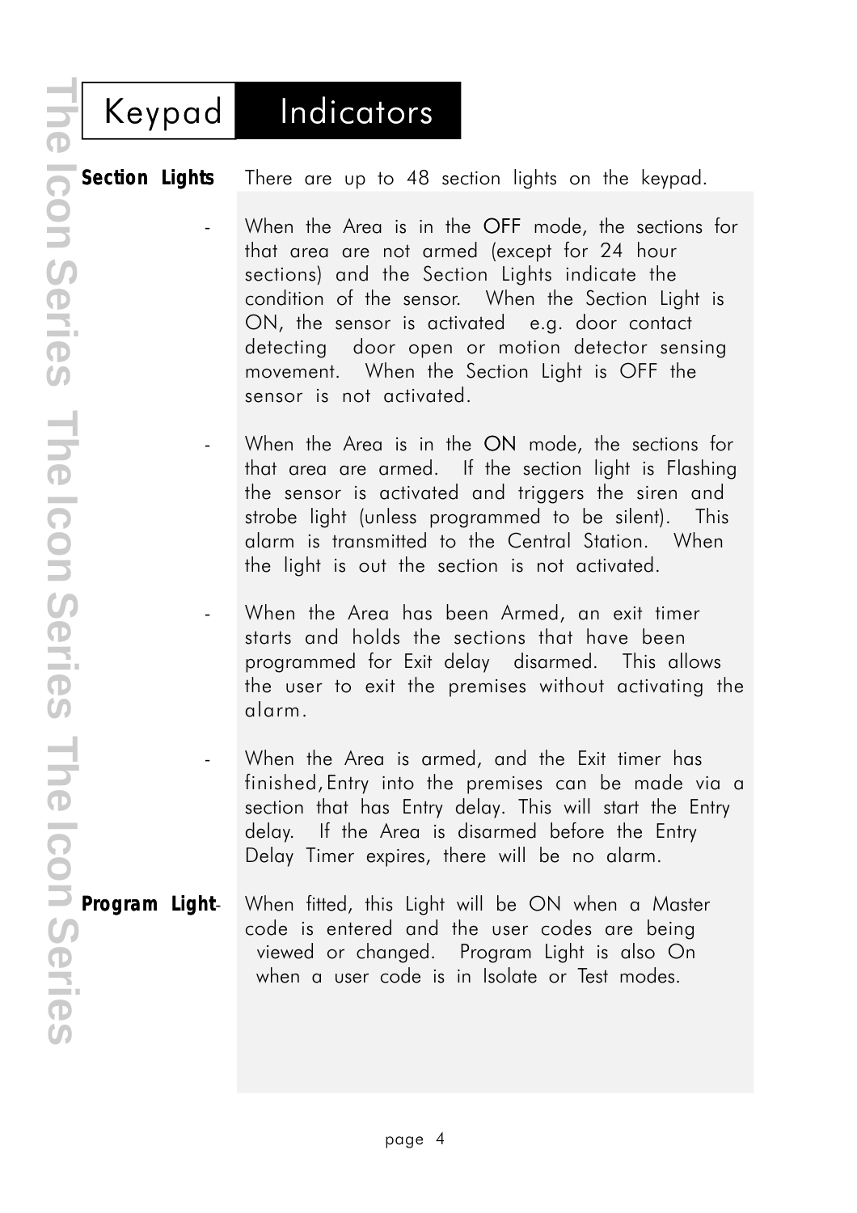# Keypad Indicators

**Section Lights** There are up to 48 section lights on the keypad.

- When the Area is in the OFF mode, the sections for that area are not armed (except for 24 hour sections) and the Section Lights indicate the condition of the sensor. When the Section Light is ON, the sensor is activated e.g. door contact detecting door open or motion detector sensing movement. When the Section Light is OFF the sensor is not activated.

- When the Area is in the ON mode, the sections for that area are armed. If the section light is Flashing the sensor is activated and triggers the siren and strobe light (unless programmed to be silent). This alarm is transmitted to the Central Station. When the light is out the section is not activated.

- When the Area has been Armed, an exit timer starts and holds the sections that have been programmed for Exit delay disarmed. This allows the user to exit the premises without activating the alarm.

- When the Area is armed, and the Exit timer has finished, Entry into the premises can be made via a section that has Entry delay. This will start the Entry delay. If the Area is disarmed before the Entry Delay Timer expires, there will be no alarm.

**Program Light**- When fitted, this Light will be ON when a Master code is entered and the user codes are being viewed or changed. Program Light is also On when a user code is in Isolate or Test modes.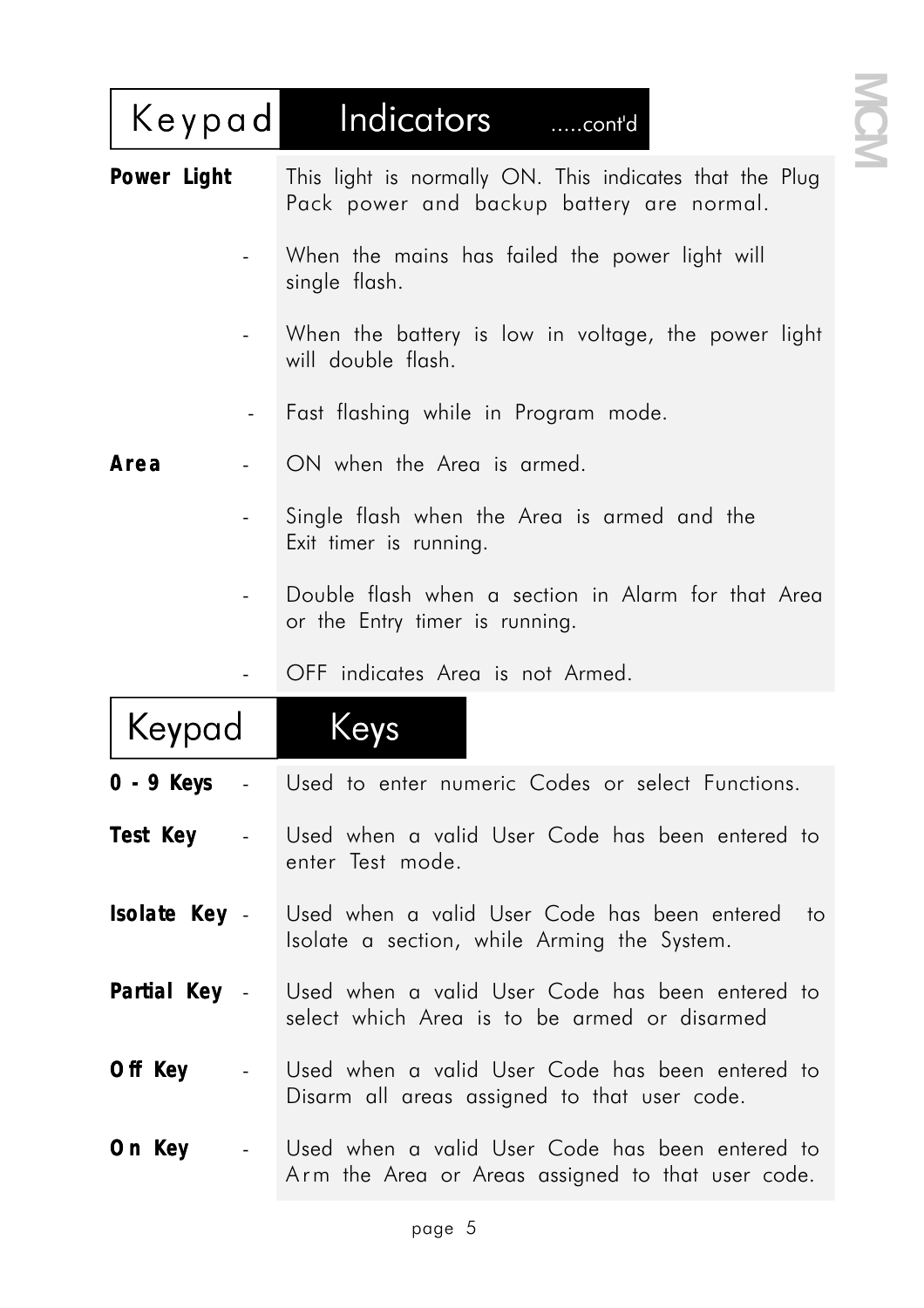## Keypad Indicators .....cont'd

**Power Light** This light is normally ON. This indicates that the Plug Pack power and backup battery are normal.

- When the mains has failed the power light will single flash.
- When the battery is low in voltage, the power light will double flash.
- Fast flashing while in Program mode.

**Area**

- ON when the Area is armed.
- Single flash when the Area is armed and the Exit timer is running.
- Double flash when a section in Alarm for that Area or the Entry timer is running.
- OFF indicates Area is not Armed.

## Keypad Keys

**0 - 9 Keys** - Used to enter numeric Codes or select Functions.

**Test Key** - Used when a valid User Code has been entered to enter Test mode.

**Isolate Key** - Used when a valid User Code has been entered to Isolate a section, while Arming the System.

**Partial Key** - Used when a valid User Code has been entered to select which Area is to be armed or disarmed

**Off Key** - Used when a valid User Code has been entered to Disarm all areas assigned to that user code.

**On Key** - Used when a valid User Code has been entered to Arm the Area or Areas assigned to that user code.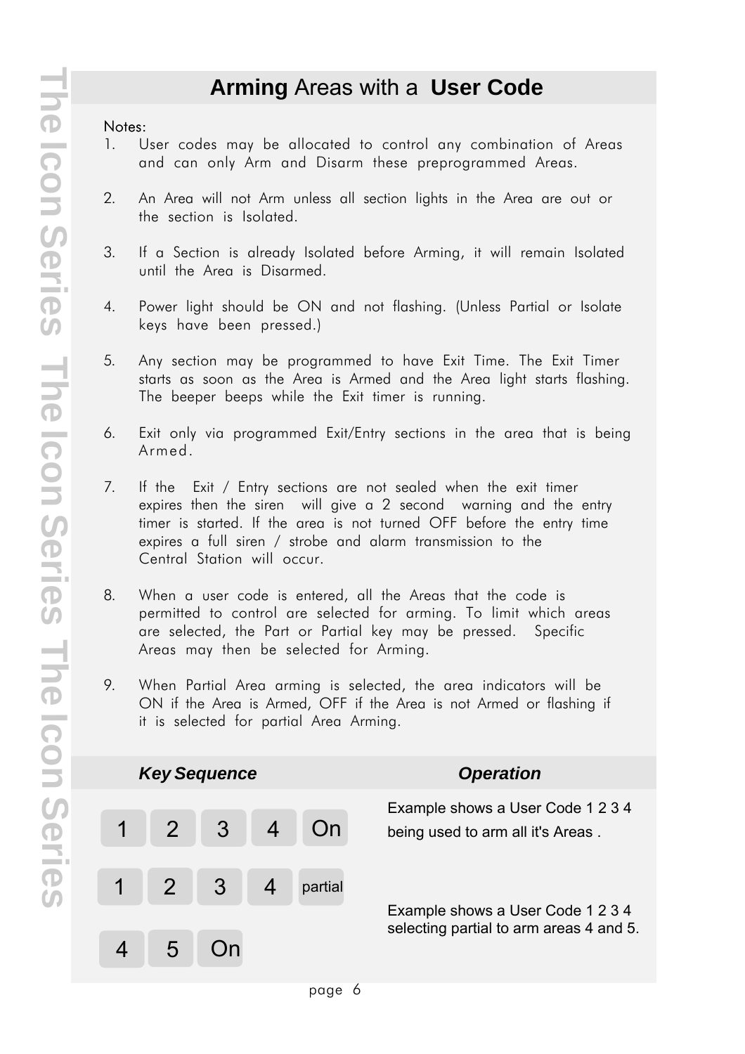# **Arming** Areas with a **User Code**

Notes:

1. User codes may be allocated to control any combination of Areas and can only Arm and Disarm these preprogrammed Areas.

2. An Area will not Arm unless all section lights in the Area are out or the section is Isolated.

3. If a Section is already Isolated before Arming, it will remain Isolated until the Area is Disarmed.

4. Power light should be ON and not flashing. (Unless Partial or Isolate keys have been pressed.)

5. Any section may be programmed to have Exit Time. The Exit Timer starts as soon as the Area is Armed and the Area light starts flashing. The beeper beeps while the Exit timer is running.

6. Exit only via programmed Exit/Entry sections in the area that is being Armed.

7. If the Exit / Entry sections are not sealed when the exit timer expires then the siren will give a 2 second warning and the entry timer is started. If the area is not turned OFF before the entry time expires a full siren / strobe and alarm transmission to the Central Station will occur.

8. When a user code is entered, all the Areas that the code is permitted to control are selected for arming. To limit which areas are selected, the Part or Partial key may be pressed. Specific Areas may then be selected for Arming.

9. When Partial Area arming is selected, the area indicators will be ON if the Area is Armed, OFF if the Area is not Armed or flashing if it is selected for partial Area Arming.

| *Key Sequence* | *Operation* |
|---|---|
| 1 2 3 4 On | Example shows a User Code 1 2 3 4 being used to arm all it's Areas . |
| 1 2 3 4 partial<br>4 5 On | Example shows a User Code 1 2 3 4 selecting partial to arm areas 4 and 5. |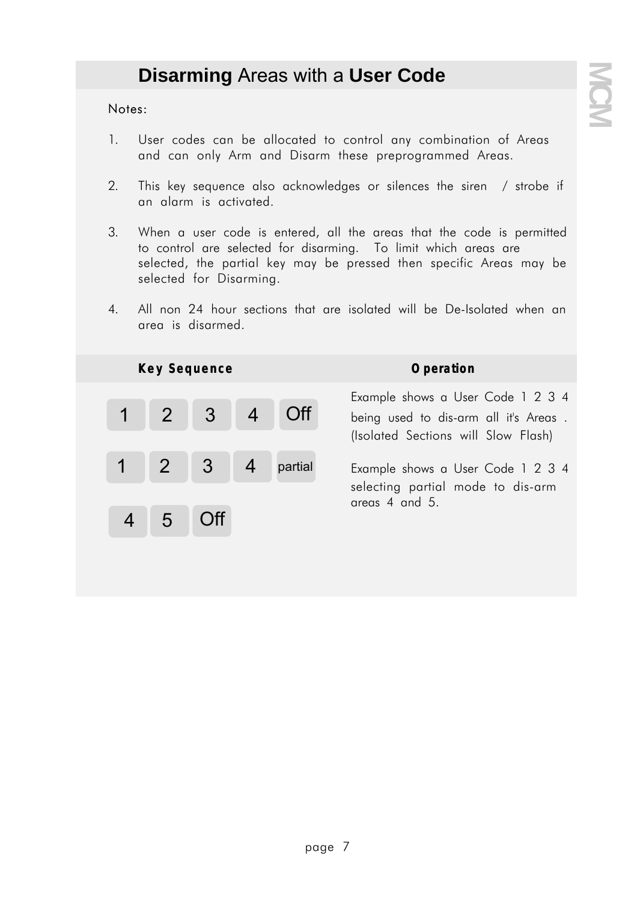# **Disarming** Areas with a **User Code**

Notes:

1. User codes can be allocated to control any combination of Areas and can only Arm and Disarm these preprogrammed Areas.
2. This key sequence also acknowledges or silences the siren / strobe if an alarm is activated.
3. When a user code is entered, all the areas that the code is permitted to control are selected for disarming. To limit which areas are selected, the partial key may be pressed then specific Areas may be selected for Disarming.
4. All non 24 hour sections that are isolated will be De-Isolated when an area is disarmed.

| **Key Sequence** | **Operation** |
|---|---|
| 1 2 3 4 Off | Example shows a User Code 1 2 3 4 being used to dis-arm all it's Areas . (Isolated Sections will Slow Flash) |
| 1 2 3 4 partial 4 5 Off | Example shows a User Code 1 2 3 4 selecting partial mode to dis-arm areas 4 and 5. |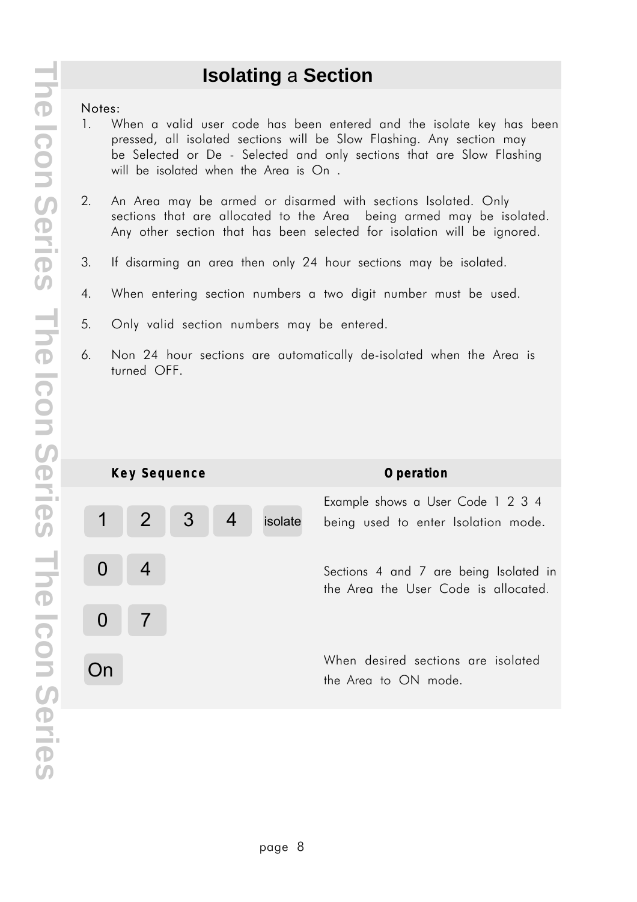# Isolating a Section

Notes:

1. When a valid user code has been entered and the isolate key has been pressed, all isolated sections will be Slow Flashing. Any section may be Selected or De - Selected and only sections that are Slow Flashing will be isolated when the Area is On .
2. An Area may be armed or disarmed with sections Isolated. Only sections that are allocated to the Area being armed may be isolated. Any other section that has been selected for isolation will be ignored.
3. If disarming an area then only 24 hour sections may be isolated.
4. When entering section numbers a two digit number must be used.
5. Only valid section numbers may be entered.
6. Non 24 hour sections are automatically de-isolated when the Area is turned OFF.

| Key Sequence | Operation |
|---|---|
| 1 2 3 4 isolate | Example shows a User Code 1 2 3 4 being used to enter Isolation mode. |
| 0 4 | Sections 4 and 7 are being Isolated in the Area the User Code is allocated. |
| 0 7 | |
| On | When desired sections are isolated the Area to ON mode. |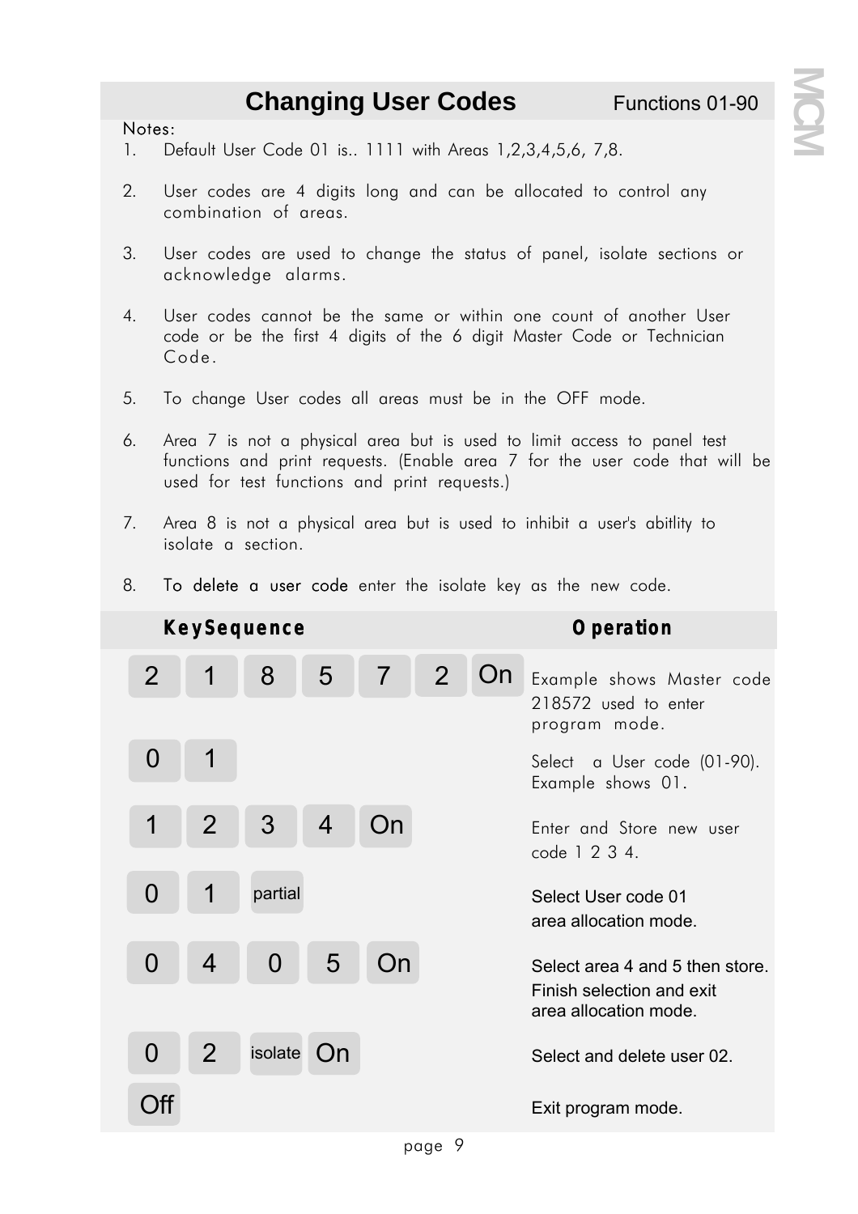## Changing User Codes

Functions 01-90

Notes:

1. Default User Code 01 is.. 1111 with Areas 1,2,3,4,5,6, 7,8.
2. User codes are 4 digits long and can be allocated to control any combination of areas.
3. User codes are used to change the status of panel, isolate sections or acknowledge alarms.
4. User codes cannot be the same or within one count of another User code or be the first 4 digits of the 6 digit Master Code or Technician Code.
5. To change User codes all areas must be in the OFF mode.
6. Area 7 is not a physical area but is used to limit access to panel test functions and print requests. (Enable area 7 for the user code that will be used for test functions and print requests.)
7. Area 8 is not a physical area but is used to inhibit a user's abitlity to isolate a section.
8. To delete a user code enter the isolate key as the new code.

| KeySequence | Operation |
|---|---|
| 2 1 8 5 7 2 On | Example shows Master code 218572 used to enter program mode. |
| 0 1 | Select a User code (01-90). Example shows 01. |
| 1 2 3 4 On | Enter and Store new user code 1 2 3 4. |
| 0 1 partial | Select User code 01 area allocation mode. |
| 0 4 0 5 On | Select area 4 and 5 then store. Finish selection and exit area allocation mode. |
| 0 2 isolate On | Select and delete user 02. |
| Off | Exit program mode. |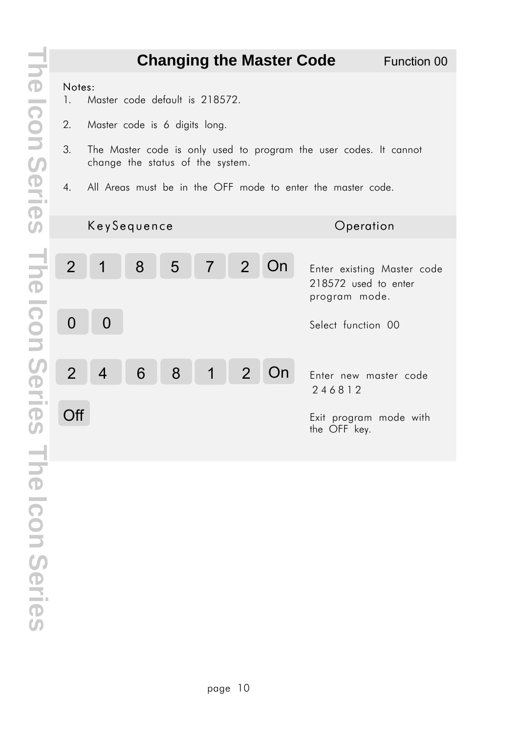## Changing the Master Code

Function 00

Notes:
1. Master code default is 218572.
2. Master code is 6 digits long.
3. The Master code is only used to program the user codes. It cannot change the status of the system.
4. All Areas must be in the OFF mode to enter the master code.

| KeySequence | Operation |
| --- | --- |
| 2 1 8 5 7 2 On | Enter existing Master code 218572 used to enter program mode. |
| 0 0 | Select function 00 |
| 2 4 6 8 1 2 On | Enter new master code 246812 |
| Off | Exit program mode with the OFF key. |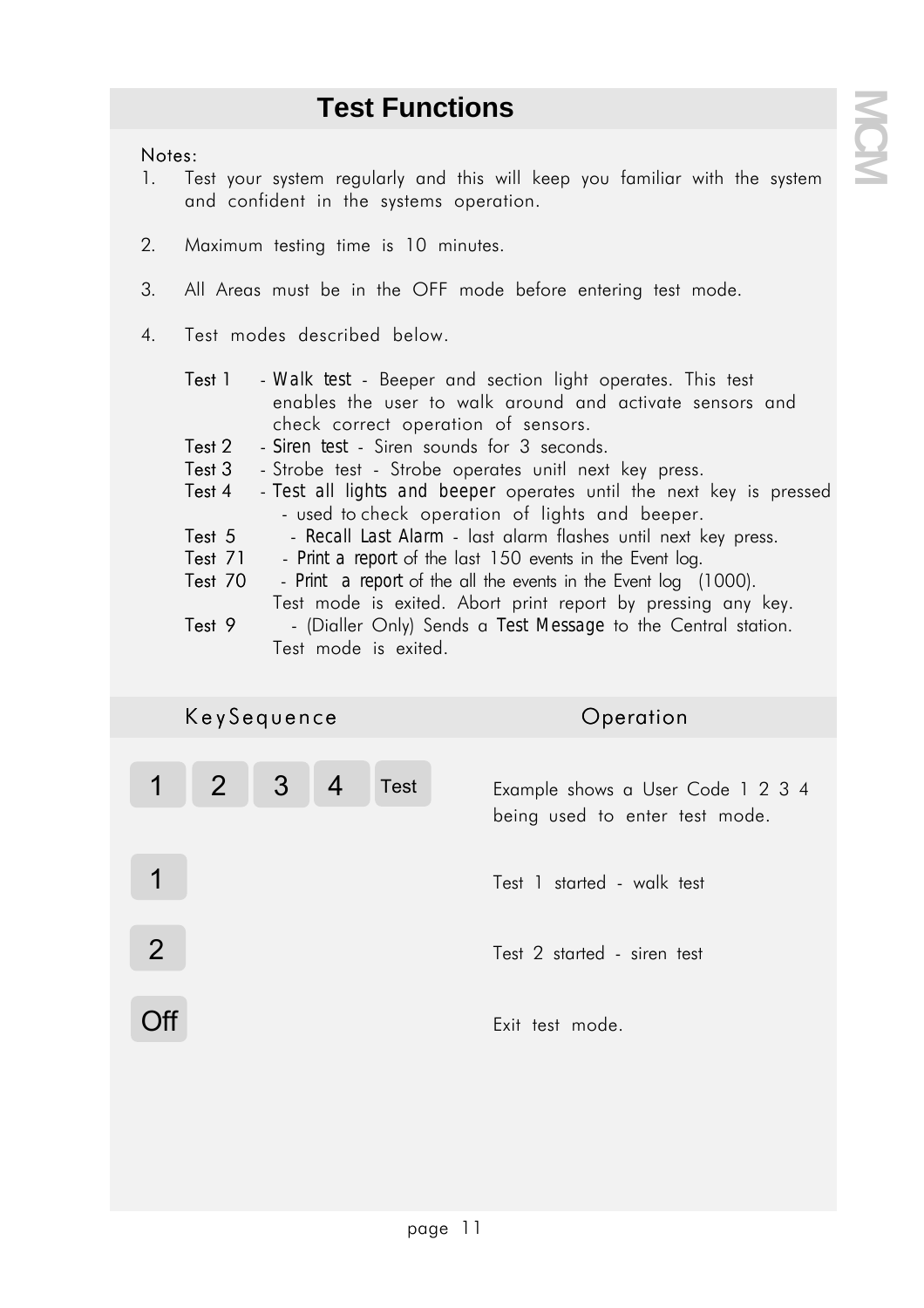# Test Functions

Notes:

1. Test your system regularly and this will keep you familiar with the system and confident in the systems operation.

2. Maximum testing time is 10 minutes.

3. All Areas must be in the OFF mode before entering test mode.

4. Test modes described below.

   Test 1 - Walk test - Beeper and section light operates. This test enables the user to walk around and activate sensors and check correct operation of sensors.
   Test 2 - Siren test - Siren sounds for 3 seconds.
   Test 3 - Strobe test - Strobe operates unitl next key press.
   Test 4 - Test all lights and beeper operates until the next key is pressed - used to check operation of lights and beeper.
   Test 5 - Recall Last Alarm - last alarm flashes until next key press.
   Test 71 - Print a report of the last 150 events in the Event log.
   Test 70 - Print a report of the all the events in the Event log (1000). Test mode is exited. Abort print report by pressing any key.
   Test 9 - (Dialler Only) Sends a Test Message to the Central station. Test mode is exited.

| KeySequence | Operation |
|---|---|
| 1 2 3 4 Test | Example shows a User Code 1 2 3 4 being used to enter test mode. |
| 1 | Test 1 started - walk test |
| 2 | Test 2 started - siren test |
| Off | Exit test mode. |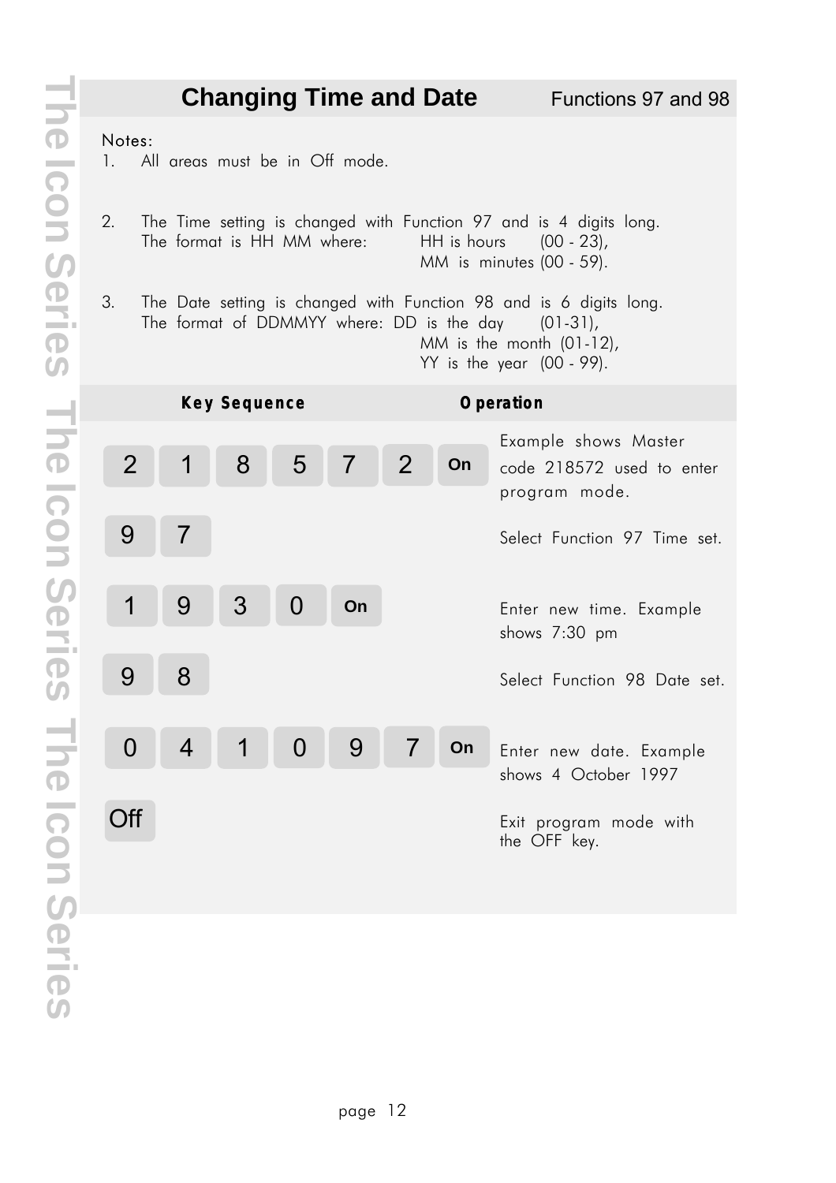## Changing Time and Date

Functions 97 and 98

Notes:

1. All areas must be in Off mode.

2. The Time setting is changed with Function 97 and is 4 digits long.
   The format is HH MM where: HH is hours (00 - 23),
   MM is minutes (00 - 59).

3. The Date setting is changed with Function 98 and is 6 digits long.
   The format of DDMMYY where: DD is the day (01-31),
   MM is the month (01-12),
   YY is the year (00 - 99).

| Key Sequence | Operation |
|---|---|
| 2 1 8 5 7 2 On | Example shows Master code 218572 used to enter program mode. |
| 9 7 | Select Function 97 Time set. |
| 1 9 3 0 On | Enter new time. Example shows 7:30 pm |
| 9 8 | Select Function 98 Date set. |
| 0 4 1 0 9 7 On | Enter new date. Example shows 4 October 1997 |
| Off | Exit program mode with the OFF key. |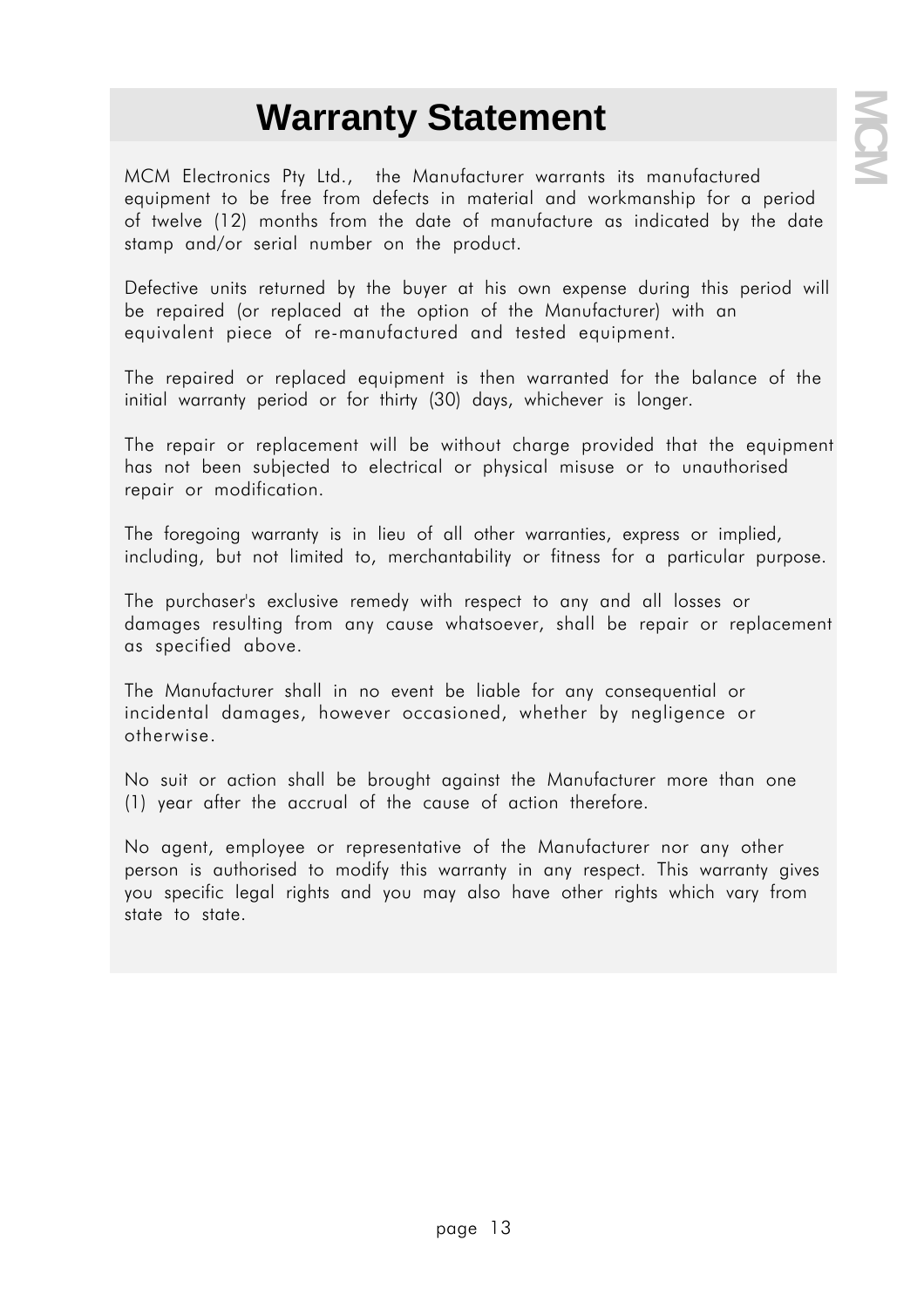# Warranty Statement

MCM Electronics Pty Ltd., the Manufacturer warrants its manufactured equipment to be free from defects in material and workmanship for a period of twelve (12) months from the date of manufacture as indicated by the date stamp and/or serial number on the product.

Defective units returned by the buyer at his own expense during this period will be repaired (or replaced at the option of the Manufacturer) with an equivalent piece of re-manufactured and tested equipment.

The repaired or replaced equipment is then warranted for the balance of the initial warranty period or for thirty (30) days, whichever is longer.

The repair or replacement will be without charge provided that the equipment has not been subjected to electrical or physical misuse or to unauthorised repair or modification.

The foregoing warranty is in lieu of all other warranties, express or implied, including, but not limited to, merchantability or fitness for a particular purpose.

The purchaser's exclusive remedy with respect to any and all losses or damages resulting from any cause whatsoever, shall be repair or replacement as specified above.

The Manufacturer shall in no event be liable for any consequential or incidental damages, however occasioned, whether by negligence or otherwise.

No suit or action shall be brought against the Manufacturer more than one (1) year after the accrual of the cause of action therefore.

No agent, employee or representative of the Manufacturer nor any other person is authorised to modify this warranty in any respect. This warranty gives you specific legal rights and you may also have other rights which vary from state to state.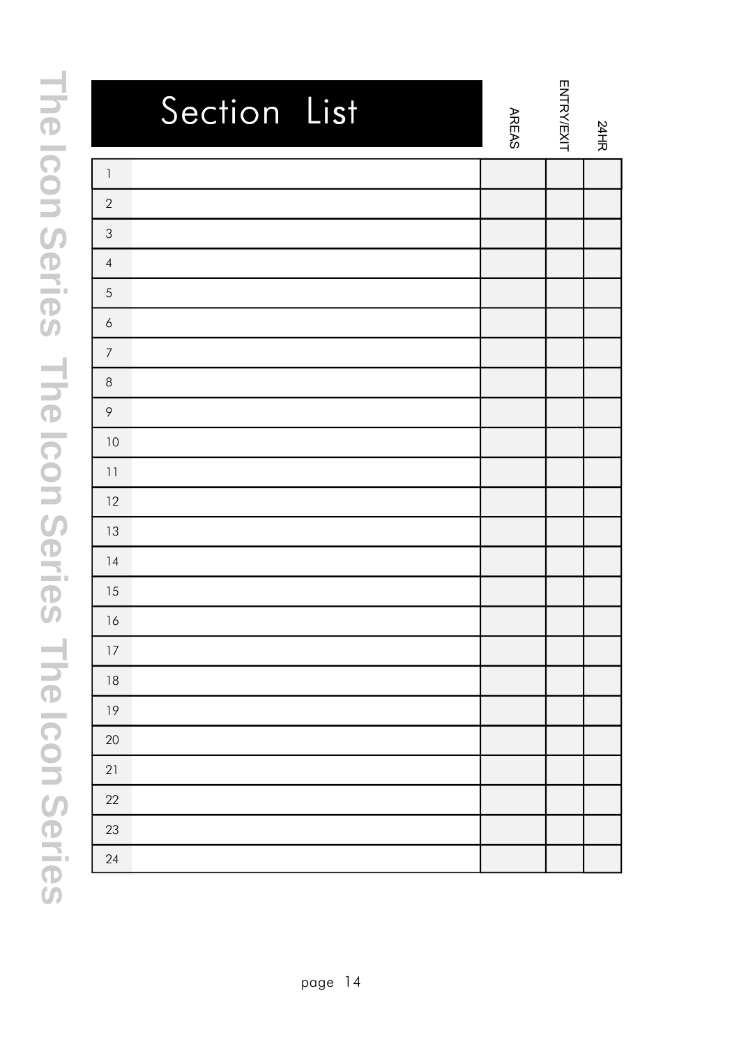# Section List

| | | AREAS | ENTRY/EXIT | 24HR |
|---|---|---|---|---|
| 1 | | | | |
| 2 | | | | |
| 3 | | | | |
| 4 | | | | |
| 5 | | | | |
| 6 | | | | |
| 7 | | | | |
| 8 | | | | |
| 9 | | | | |
| 10 | | | | |
| 11 | | | | |
| 12 | | | | |
| 13 | | | | |
| 14 | | | | |
| 15 | | | | |
| 16 | | | | |
| 17 | | | | |
| 18 | | | | |
| 19 | | | | |
| 20 | | | | |
| 21 | | | | |
| 22 | | | | |
| 23 | | | | |
| 24 | | | | |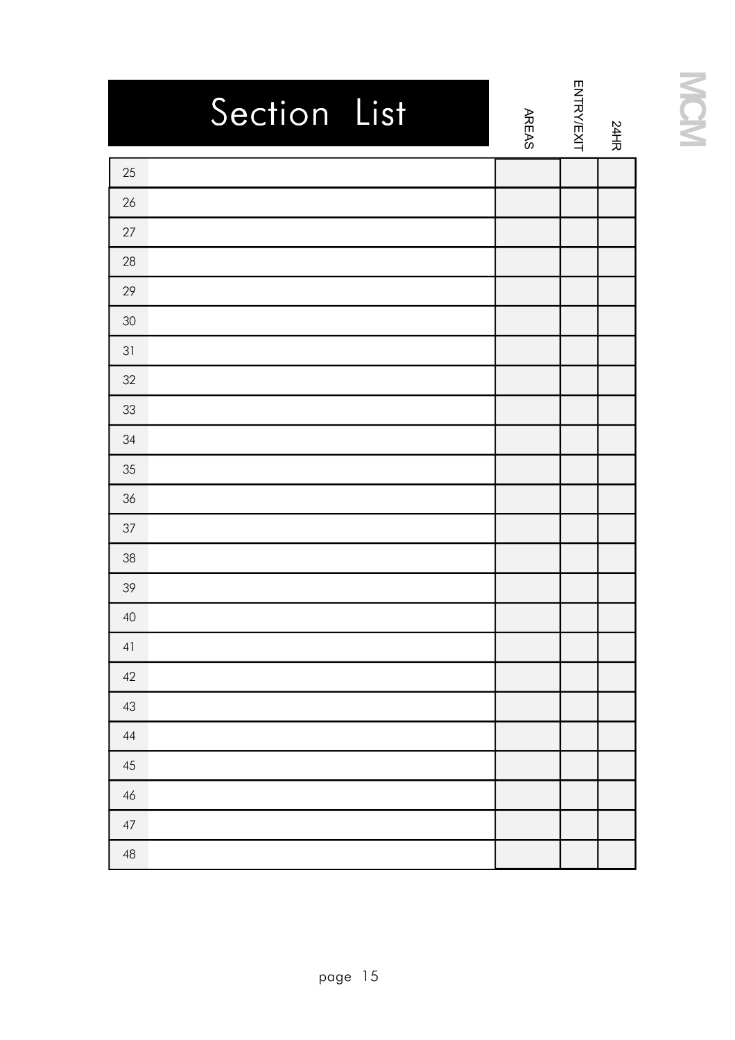# Section List

| | | AREAS | ENTRY/EXIT | 24HR |
|---|---|---|---|---|
| 25 | | | | |
| 26 | | | | |
| 27 | | | | |
| 28 | | | | |
| 29 | | | | |
| 30 | | | | |
| 31 | | | | |
| 32 | | | | |
| 33 | | | | |
| 34 | | | | |
| 35 | | | | |
| 36 | | | | |
| 37 | | | | |
| 38 | | | | |
| 39 | | | | |
| 40 | | | | |
| 41 | | | | |
| 42 | | | | |
| 43 | | | | |
| 44 | | | | |
| 45 | | | | |
| 46 | | | | |
| 47 | | | | |
| 48 | | | | |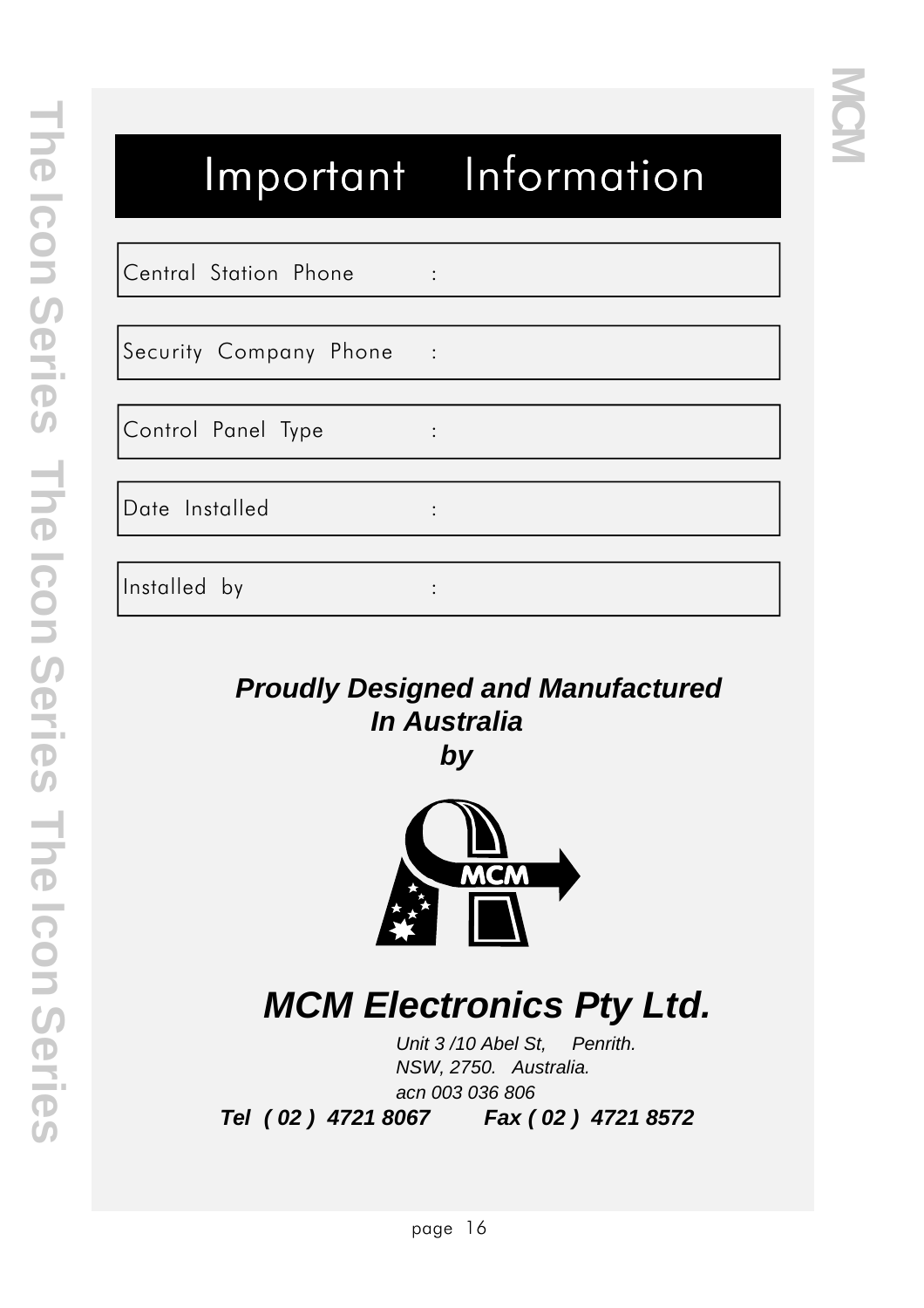# Important Information

Central Station Phone :

Security Company Phone :

Control Panel Type :

Date Installed :

Installed by :

***Proudly Designed and Manufactured In Australia by***

MCM

## *MCM Electronics Pty Ltd.*

*Unit 3 /10 Abel St, Penrith.*
*NSW, 2750. Australia.*
*acn 003 036 806*

***Tel ( 02 ) 4721 8067 Fax ( 02 ) 4721 8572***